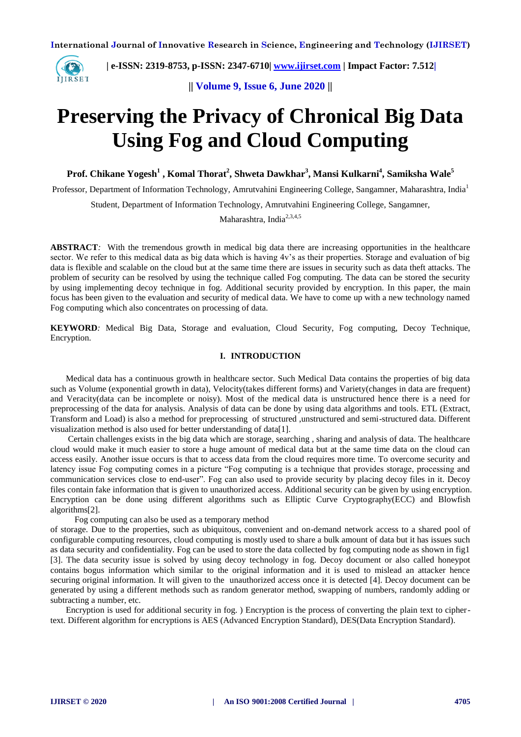# Preserving the Privacy of Chronical Big Data Using Fog and Cloud Computing

**Prof. Chikane Yogesh[1] , Komal Thorat[2], Shweta Dawkhar[3], Mansi Kulkarni[4], Samiksha Wale[5]**

Professor, Department of Information Technology, Amrutvahini Engineering College, Sangamner, Maharashtra, India[1]

Student, Department of Information Technology, Amrutvahini Engineering College, Sangamner, Maharashtra, India[2,3,4,5]

**ABSTRACT**: With the tremendous growth in medical big data there are increasing opportunities in the healthcare sector. We refer to this medical data as big data which is having 4v's as their properties. Storage and evaluation of big data is flexible and scalable on the cloud but at the same time there are issues in security such as data theft attacks. The problem of security can be resolved by using the technique called Fog computing. The data can be stored the security by using implementing decoy technique in fog. Additional security provided by encryption. In this paper, the main focus has been given to the evaluation and security of medical data. We have to come up with a new technology named Fog computing which also concentrates on processing of data.

**KEYWORD**: Medical Big Data, Storage and evaluation, Cloud Security, Fog computing, Decoy Technique, Encryption.

## I. INTRODUCTION

Medical data has a continuous growth in healthcare sector. Such Medical Data contains the properties of big data such as Volume (exponential growth in data), Velocity(takes different forms) and Variety(changes in data are frequent) and Veracity(data can be incomplete or noisy). Most of the medical data is unstructured hence there is a need for preprocessing of the data for analysis. Analysis of data can be done by using data algorithms and tools. ETL (Extract, Transform and Load) is also a method for preprocessing of structured ,unstructured and semi-structured data. Different visualization method is also used for better understanding of data[1].

Certain challenges exists in the big data which are storage, searching , sharing and analysis of data. The healthcare cloud would make it much easier to store a huge amount of medical data but at the same time data on the cloud can access easily. Another issue occurs is that to access data from the cloud requires more time. To overcome security and latency issue Fog computing comes in a picture "Fog computing is a technique that provides storage, processing and communication services close to end-user". Fog can also used to provide security by placing decoy files in it. Decoy files contain fake information that is given to unauthorized access. Additional security can be given by using encryption. Encryption can be done using different algorithms such as Elliptic Curve Cryptography(ECC) and Blowfish algorithms[2].

Fog computing can also be used as a temporary method of storage. Due to the properties, such as ubiquitous, convenient and on-demand network access to a shared pool of configurable computing resources, cloud computing is mostly used to share a bulk amount of data but it has issues such as data security and confidentiality. Fog can be used to store the data collected by fog computing node as shown in fig1 [3]. The data security issue is solved by using decoy technology in fog. Decoy document or also called honeypot contains bogus information which similar to the original information and it is used to mislead an attacker hence securing original information. It will given to the unauthorized access once it is detected [4]. Decoy document can be generated by using a different methods such as random generator method, swapping of numbers, randomly adding or subtracting a number, etc.

Encryption is used for additional security in fog. ) Encryption is the process of converting the plain text to cipher-text. Different algorithm for encryptions is AES (Advanced Encryption Standard), DES(Data Encryption Standard).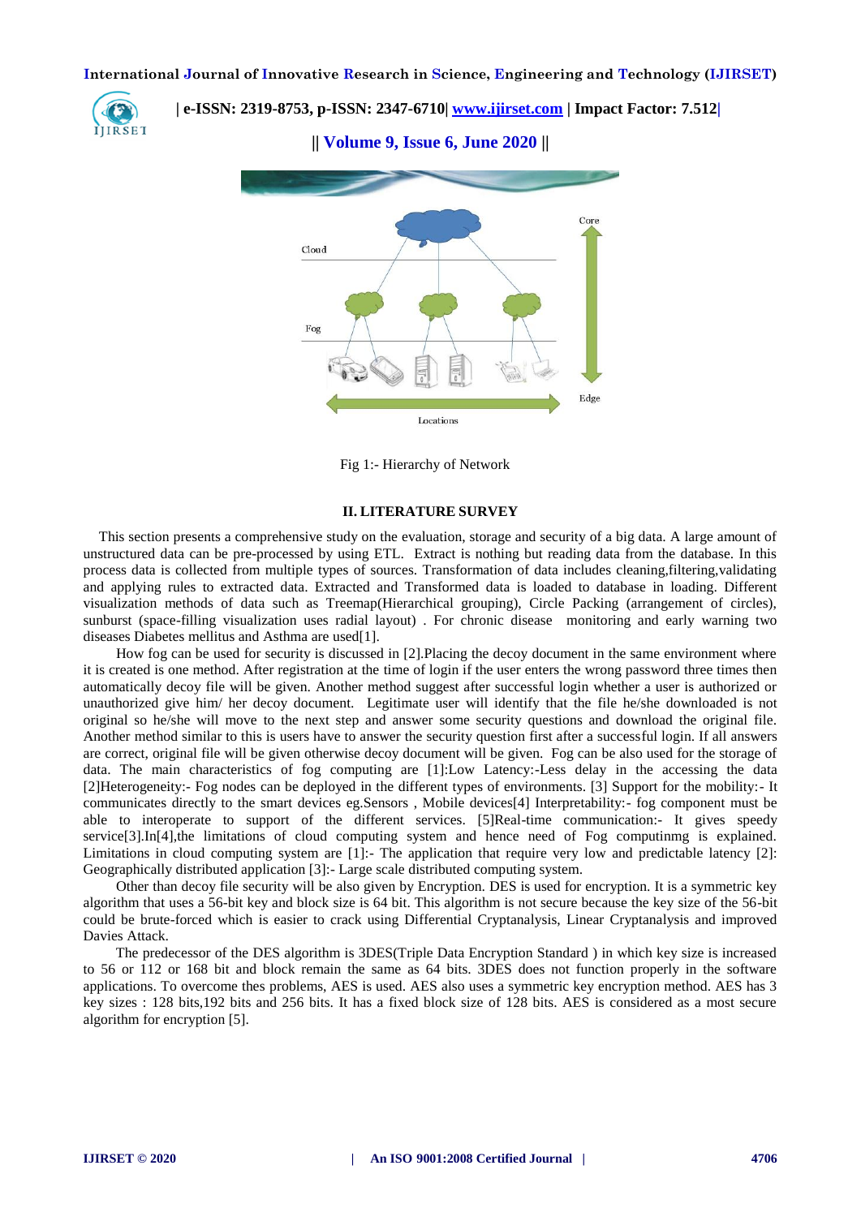Fig 1:- Hierarchy of Network

## II. LITERATURE SURVEY

This section presents a comprehensive study on the evaluation, storage and security of a big data. A large amount of unstructured data can be pre-processed by using ETL. Extract is nothing but reading data from the database. In this process data is collected from multiple types of sources. Transformation of data includes cleaning,filtering,validating and applying rules to extracted data. Extracted and Transformed data is loaded to database in loading. Different visualization methods of data such as Treemap(Hierarchical grouping), Circle Packing (arrangement of circles), sunburst (space-filling visualization uses radial layout) . For chronic disease monitoring and early warning two diseases Diabetes mellitus and Asthma are used[1].

How fog can be used for security is discussed in [2].Placing the decoy document in the same environment where it is created is one method. After registration at the time of login if the user enters the wrong password three times then automatically decoy file will be given. Another method suggest after successful login whether a user is authorized or unauthorized give him/ her decoy document. Legitimate user will identify that the file he/she downloaded is not original so he/she will move to the next step and answer some security questions and download the original file. Another method similar to this is users have to answer the security question first after a successful login. If all answers are correct, original file will be given otherwise decoy document will be given. Fog can be also used for the storage of data. The main characteristics of fog computing are [1]:Low Latency:-Less delay in the accessing the data [2]Heterogeneity:- Fog nodes can be deployed in the different types of environments. [3] Support for the mobility:- It communicates directly to the smart devices eg.Sensors , Mobile devices[4] Interpretability:- fog component must be able to interoperate to support of the different services. [5]Real-time communication:- It gives speedy service[3].In[4],the limitations of cloud computing system and hence need of Fog computinmg is explained. Limitations in cloud computing system are [1]:- The application that require very low and predictable latency [2]: Geographically distributed application [3]:- Large scale distributed computing system.

Other than decoy file security will be also given by Encryption. DES is used for encryption. It is a symmetric key algorithm that uses a 56-bit key and block size is 64 bit. This algorithm is not secure because the key size of the 56-bit could be brute-forced which is easier to crack using Differential Cryptanalysis, Linear Cryptanalysis and improved Davies Attack.

The predecessor of the DES algorithm is 3DES(Triple Data Encryption Standard ) in which key size is increased to 56 or 112 or 168 bit and block remain the same as 64 bits. 3DES does not function properly in the software applications. To overcome thes problems, AES is used. AES also uses a symmetric key encryption method. AES has 3 key sizes : 128 bits,192 bits and 256 bits. It has a fixed block size of 128 bits. AES is considered as a most secure algorithm for encryption [5].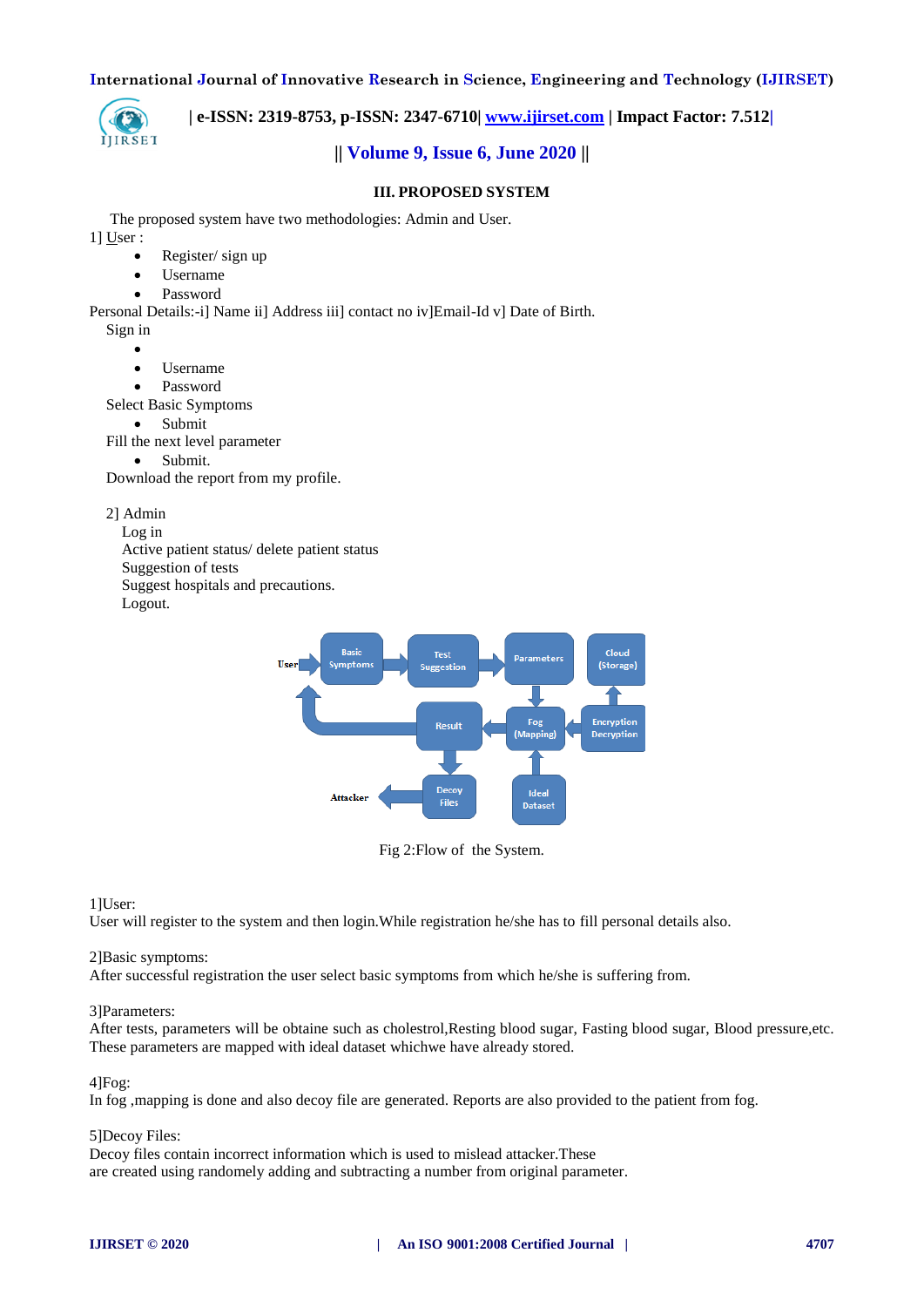## III. PROPOSED SYSTEM

The proposed system have two methodologies: Admin and User.

1] User :

- Register/ sign up
- Username
- Password

Personal Details:-i] Name ii] Address iii] contact no iv]Email-Id v] Date of Birth.

Sign in

- 
- Username
- Password

Select Basic Symptoms

- Submit

Fill the next level parameter

- Submit.

Download the report from my profile.

2] Admin

Log in

Active patient status/ delete patient status

Suggestion of tests

Suggest hospitals and precautions.

Logout.

Fig 2:Flow of the System.

1]User:

User will register to the system and then login.While registration he/she has to fill personal details also.

2]Basic symptoms:

After successful registration the user select basic symptoms from which he/she is suffering from.

3]Parameters:

After tests, parameters will be obtaine such as cholestrol,Resting blood sugar, Fasting blood sugar, Blood pressure,etc. These parameters are mapped with ideal dataset whichwe have already stored.

4]Fog:

In fog ,mapping is done and also decoy file are generated. Reports are also provided to the patient from fog.

5]Decoy Files:

Decoy files contain incorrect information which is used to mislead attacker.These are created using randomely adding and subtracting a number from original parameter.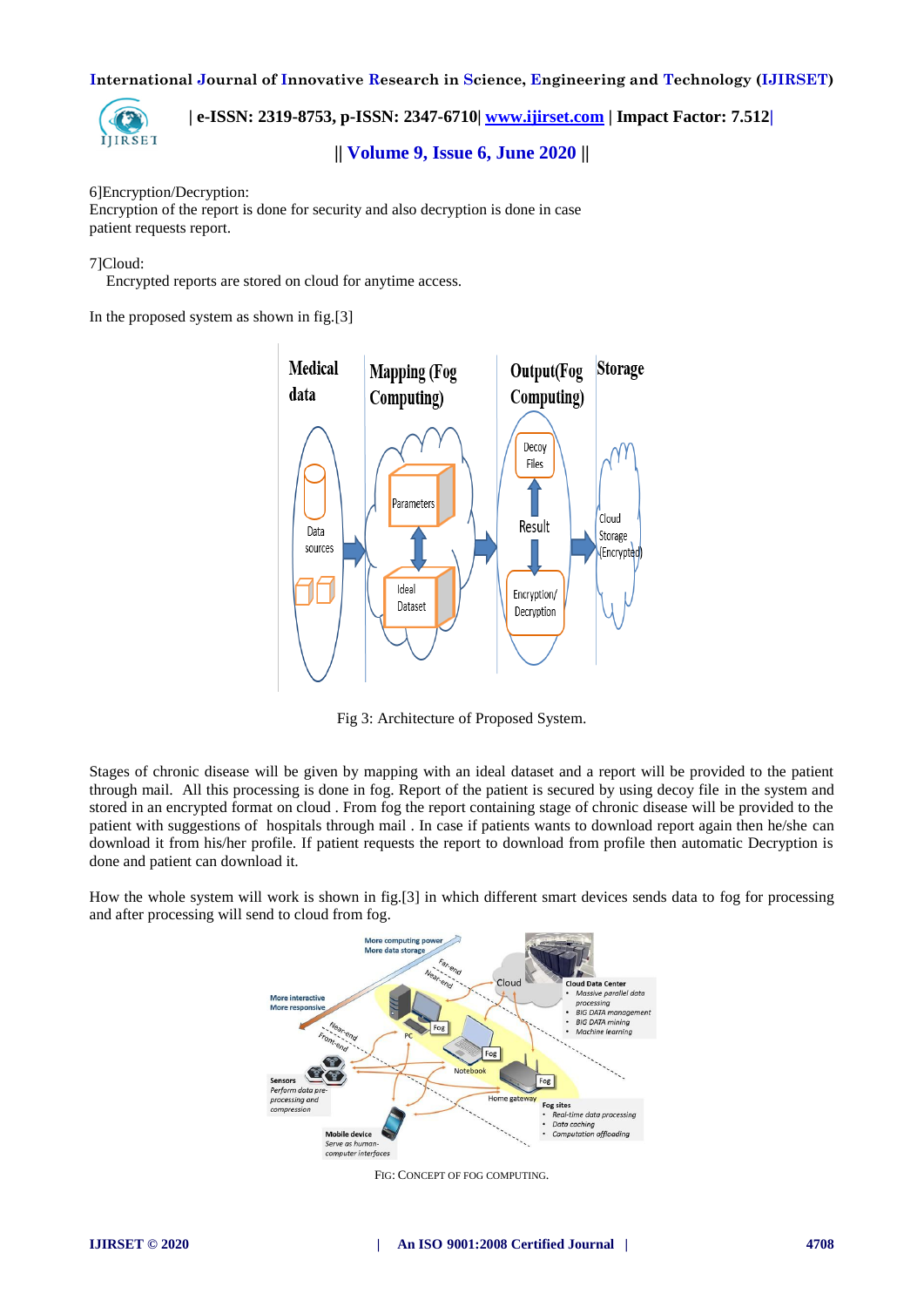6]Encryption/Decryption:
Encryption of the report is done for security and also decryption is done in case patient requests report.

7]Cloud:
Encrypted reports are stored on cloud for anytime access.

In the proposed system as shown in fig.[3]

Fig 3: Architecture of Proposed System.

Stages of chronic disease will be given by mapping with an ideal dataset and a report will be provided to the patient through mail. All this processing is done in fog. Report of the patient is secured by using decoy file in the system and stored in an encrypted format on cloud . From fog the report containing stage of chronic disease will be provided to the patient with suggestions of hospitals through mail . In case if patients wants to download report again then he/she can download it from his/her profile. If patient requests the report to download from profile then automatic Decryption is done and patient can download it.

How the whole system will work is shown in fig.[3] in which different smart devices sends data to fog for processing and after processing will send to cloud from fog.

FIG: CONCEPT OF FOG COMPUTING.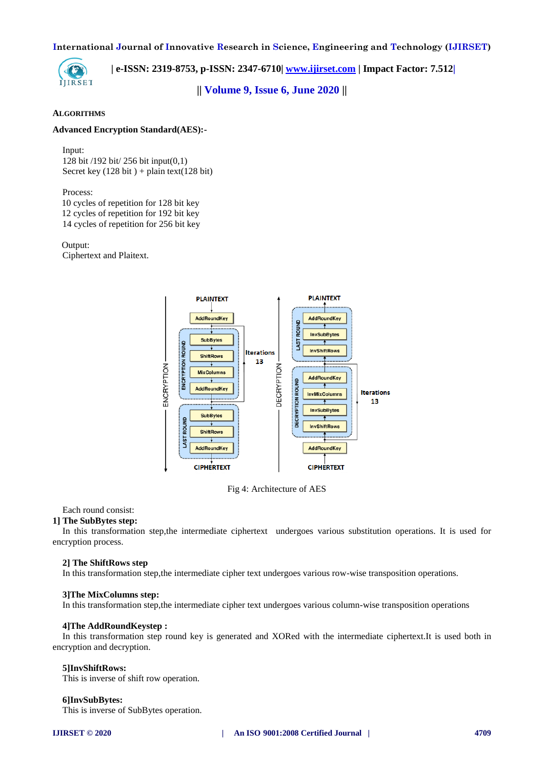**ALGORITHMS**

**Advanced Encryption Standard(AES):-**

Input:
128 bit /192 bit/ 256 bit input(0,1)
Secret key (128 bit ) + plain text(128 bit)

Process:
10 cycles of repetition for 128 bit key
12 cycles of repetition for 192 bit key
14 cycles of repetition for 256 bit key

Output:
Ciphertext and Plaitext.

Fig 4: Architecture of AES

Each round consist:

**1] The SubBytes step:**
In this transformation step,the intermediate ciphertext undergoes various substitution operations. It is used for encryption process.

**2] The ShiftRows step**
In this transformation step,the intermediate cipher text undergoes various row-wise transposition operations.

**3]The MixColumns step:**
In this transformation step,the intermediate cipher text undergoes various column-wise transposition operations

**4]The AddRoundKeystep :**
In this transformation step round key is generated and XORed with the intermediate ciphertext.It is used both in encryption and decryption.

**5]InvShiftRows:**
This is inverse of shift row operation.

**6]InvSubBytes:**
This is inverse of SubBytes operation.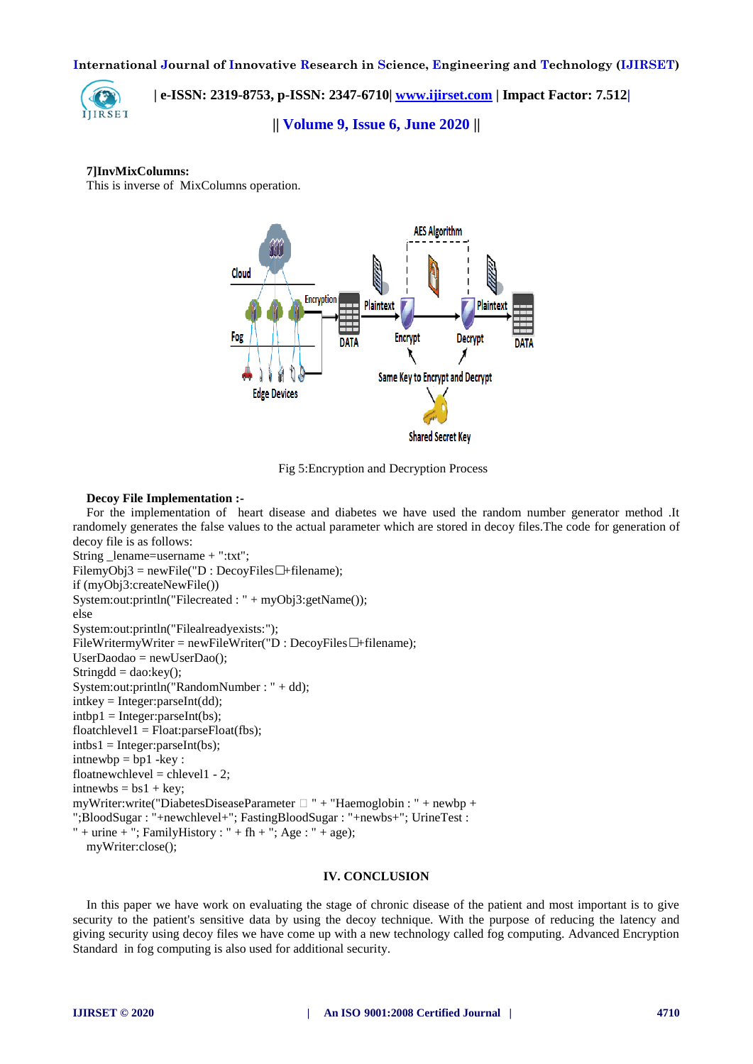**7]InvMixColumns:**
This is inverse of MixColumns operation.

Fig 5:Encryption and Decryption Process

**Decoy File Implementation :-**

For the implementation of heart disease and diabetes we have used the random number generator method .It randomely generates the false values to the actual parameter which are stored in decoy files.The code for generation of decoy file is as follows:

```
String _lename=username + ":txt";
FilemyObj3 = newFile("D : DecoyFiles☐+filename);
if (myObj3:createNewFile())
System:out:println("Filecreated : " + myObj3:getName());
else
System:out:println("Filealreadyexists:");
FileWritermyWriter = newFileWriter("D : DecoyFiles☐+filename);
UserDaodao = newUserDao();
Stringdd = dao:key();
System:out:println("RandomNumber : " + dd);
intkey = Integer:parseInt(dd);
intbp1 = Integer:parseInt(bs);
floatchlevel1 = Float:parseFloat(fbs);
intbs1 = Integer:parseInt(bs);
intnewbp = bp1 -key :
floatnewchlevel = chlevel1 - 2;
intnewbs = bs1 + key;
myWriter:write("DiabetesDiseaseParameter ☐ " + "Haemoglobin : " + newbp +
";BloodSugar : "+newchlevel+"; FastingBloodSugar : "+newbs+"; UrineTest :
" + urine + "; FamilyHistory : " + fh + "; Age : " + age);
   myWriter:close();
```

## IV. CONCLUSION

In this paper we have work on evaluating the stage of chronic disease of the patient and most important is to give security to the patient's sensitive data by using the decoy technique. With the purpose of reducing the latency and giving security using decoy files we have come up with a new technology called fog computing. Advanced Encryption Standard in fog computing is also used for additional security.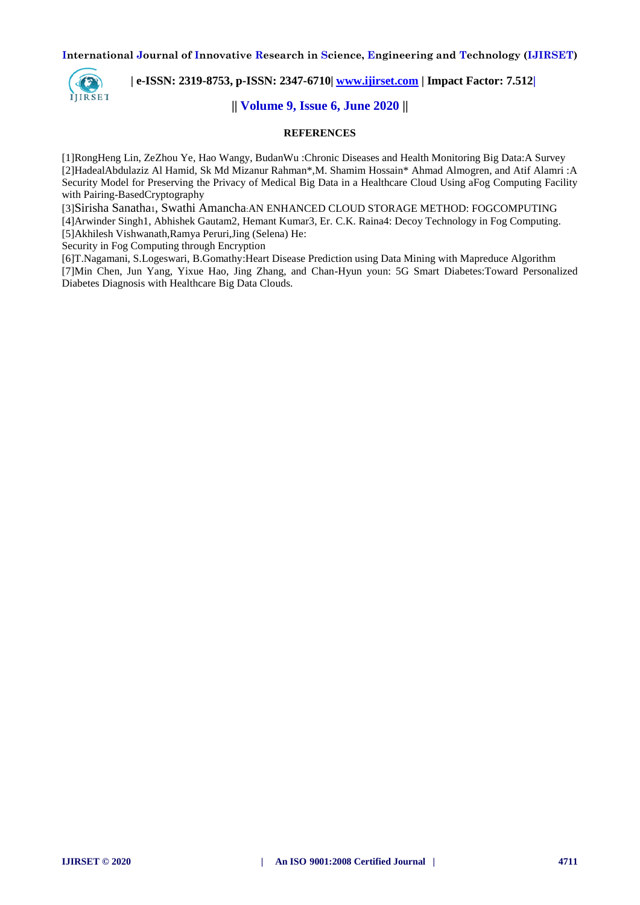## REFERENCES

[1]RongHeng Lin, ZeZhou Ye, Hao Wangy, BudanWu :Chronic Diseases and Health Monitoring Big Data:A Survey
[2]HadealAbdulaziz Al Hamid, Sk Md Mizanur Rahman*,M. Shamim Hossain* Ahmad Almogren, and Atif Alamri :A Security Model for Preserving the Privacy of Medical Big Data in a Healthcare Cloud Using aFog Computing Facility with Pairing-BasedCryptography
[3]Sirisha Sanatha1, Swathi Amancha:AN ENHANCED CLOUD STORAGE METHOD: FOGCOMPUTING
[4]Arwinder Singh1, Abhishek Gautam2, Hemant Kumar3, Er. C.K. Raina4: Decoy Technology in Fog Computing.
[5]Akhilesh Vishwanath,Ramya Peruri,Jing (Selena) He:
Security in Fog Computing through Encryption
[6]T.Nagamani, S.Logeswari, B.Gomathy:Heart Disease Prediction using Data Mining with Mapreduce Algorithm
[7]Min Chen, Jun Yang, Yixue Hao, Jing Zhang, and Chan-Hyun youn: 5G Smart Diabetes:Toward Personalized Diabetes Diagnosis with Healthcare Big Data Clouds.